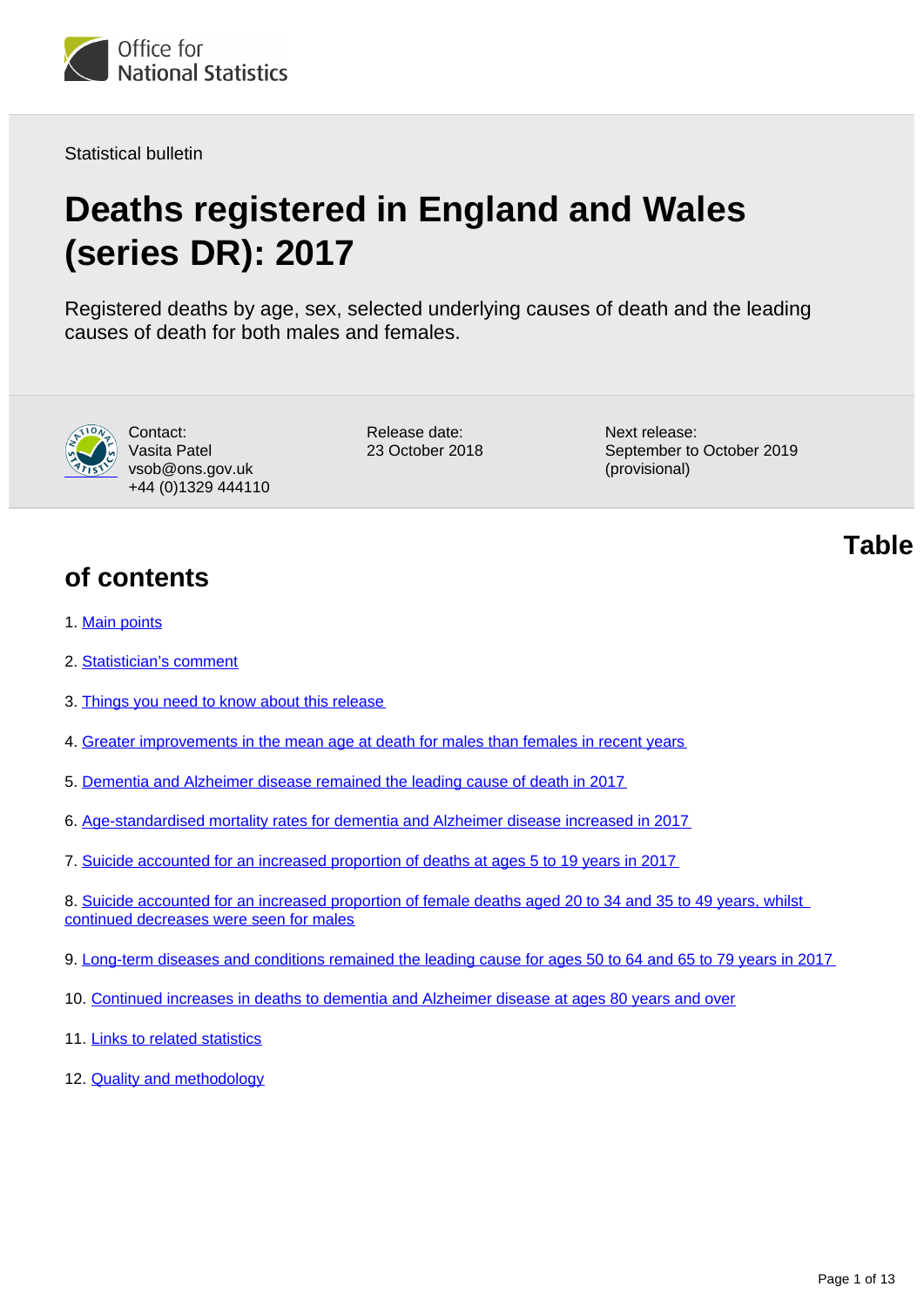Office for National Statistics

Statistical bulletin

# Deaths registered in England and Wales (series DR): 2017

Registered deaths by age, sex, selected underlying causes of death and the leading causes of death for both males and females.

Contact:
Vasita Patel
vsob@ons.gov.uk
+44 (0)1329 444110

Release date:
23 October 2018

Next release:
September to October 2019 (provisional)

## Table of contents

1. Main points
2. Statistician's comment
3. Things you need to know about this release
4. Greater improvements in the mean age at death for males than females in recent years
5. Dementia and Alzheimer disease remained the leading cause of death in 2017
6. Age-standardised mortality rates for dementia and Alzheimer disease increased in 2017
7. Suicide accounted for an increased proportion of deaths at ages 5 to 19 years in 2017
8. Suicide accounted for an increased proportion of female deaths aged 20 to 34 and 35 to 49 years, whilst continued decreases were seen for males
9. Long-term diseases and conditions remained the leading cause for ages 50 to 64 and 65 to 79 years in 2017
10. Continued increases in deaths to dementia and Alzheimer disease at ages 80 years and over
11. Links to related statistics
12. Quality and methodology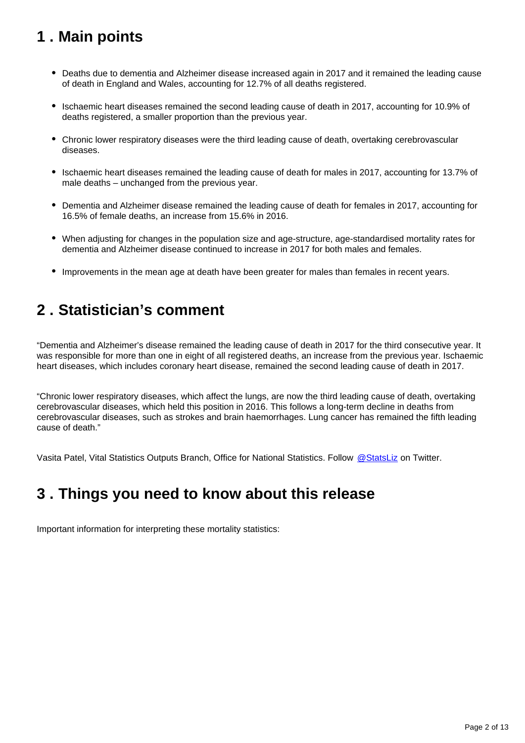## 1 . Main points

- Deaths due to dementia and Alzheimer disease increased again in 2017 and it remained the leading cause of death in England and Wales, accounting for 12.7% of all deaths registered.
- Ischaemic heart diseases remained the second leading cause of death in 2017, accounting for 10.9% of deaths registered, a smaller proportion than the previous year.
- Chronic lower respiratory diseases were the third leading cause of death, overtaking cerebrovascular diseases.
- Ischaemic heart diseases remained the leading cause of death for males in 2017, accounting for 13.7% of male deaths – unchanged from the previous year.
- Dementia and Alzheimer disease remained the leading cause of death for females in 2017, accounting for 16.5% of female deaths, an increase from 15.6% in 2016.
- When adjusting for changes in the population size and age-structure, age-standardised mortality rates for dementia and Alzheimer disease continued to increase in 2017 for both males and females.
- Improvements in the mean age at death have been greater for males than females in recent years.

## 2 . Statistician's comment

"Dementia and Alzheimer's disease remained the leading cause of death in 2017 for the third consecutive year. It was responsible for more than one in eight of all registered deaths, an increase from the previous year. Ischaemic heart diseases, which includes coronary heart disease, remained the second leading cause of death in 2017.

"Chronic lower respiratory diseases, which affect the lungs, are now the third leading cause of death, overtaking cerebrovascular diseases, which held this position in 2016. This follows a long-term decline in deaths from cerebrovascular diseases, such as strokes and brain haemorrhages. Lung cancer has remained the fifth leading cause of death."

Vasita Patel, Vital Statistics Outputs Branch, Office for National Statistics. Follow @StatsLiz on Twitter.

## 3 . Things you need to know about this release

Important information for interpreting these mortality statistics: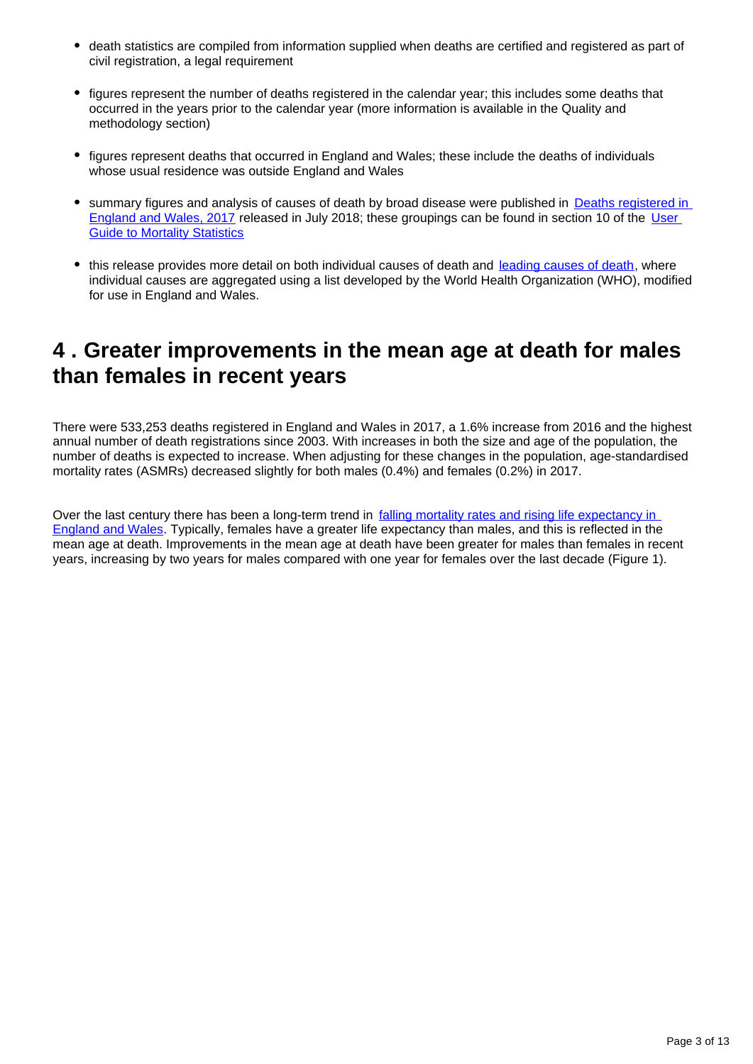- death statistics are compiled from information supplied when deaths are certified and registered as part of civil registration, a legal requirement
- figures represent the number of deaths registered in the calendar year; this includes some deaths that occurred in the years prior to the calendar year (more information is available in the Quality and methodology section)
- figures represent deaths that occurred in England and Wales; these include the deaths of individuals whose usual residence was outside England and Wales
- summary figures and analysis of causes of death by broad disease were published in [Deaths registered in England and Wales, 2017](#) released in July 2018; these groupings can be found in section 10 of the [User Guide to Mortality Statistics](#)
- this release provides more detail on both individual causes of death and [leading causes of death](#), where individual causes are aggregated using a list developed by the World Health Organization (WHO), modified for use in England and Wales.

## 4 . Greater improvements in the mean age at death for males than females in recent years

There were 533,253 deaths registered in England and Wales in 2017, a 1.6% increase from 2016 and the highest annual number of death registrations since 2003. With increases in both the size and age of the population, the number of deaths is expected to increase. When adjusting for these changes in the population, age-standardised mortality rates (ASMRs) decreased slightly for both males (0.4%) and females (0.2%) in 2017.

Over the last century there has been a long-term trend in [falling mortality rates and rising life expectancy in England and Wales](#). Typically, females have a greater life expectancy than males, and this is reflected in the mean age at death. Improvements in the mean age at death have been greater for males than females in recent years, increasing by two years for males compared with one year for females over the last decade (Figure 1).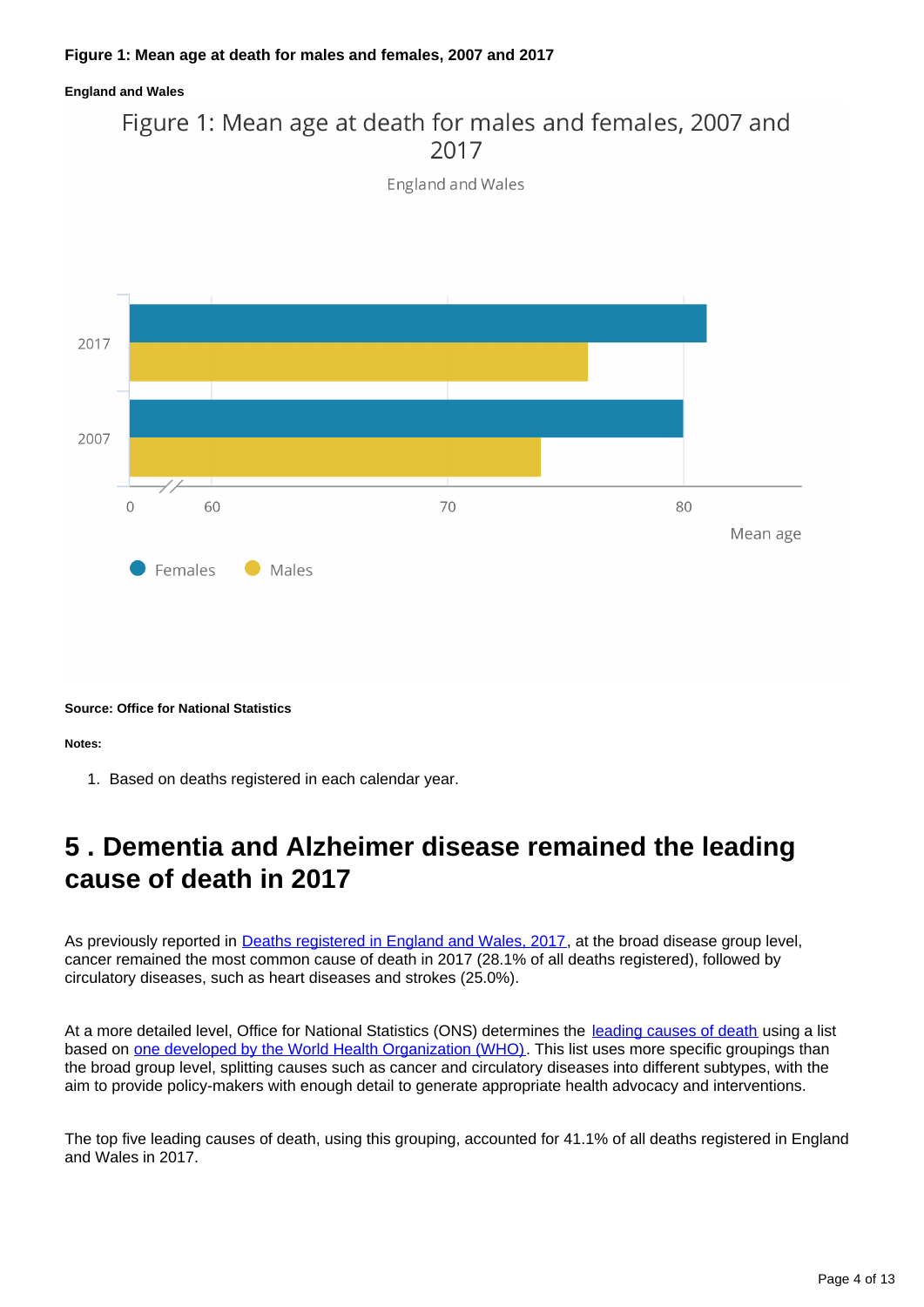**Figure 1: Mean age at death for males and females, 2007 and 2017**

**England and Wales**

Figure 1: Mean age at death for males and females, 2007 and 2017

England and Wales

2017

2007

0 60 70 80

Mean age

Females Males

**Source: Office for National Statistics**

**Notes:**

1. Based on deaths registered in each calendar year.

## 5 . Dementia and Alzheimer disease remained the leading cause of death in 2017

As previously reported in Deaths registered in England and Wales, 2017, at the broad disease group level, cancer remained the most common cause of death in 2017 (28.1% of all deaths registered), followed by circulatory diseases, such as heart diseases and strokes (25.0%).

At a more detailed level, Office for National Statistics (ONS) determines the leading causes of death using a list based on one developed by the World Health Organization (WHO). This list uses more specific groupings than the broad group level, splitting causes such as cancer and circulatory diseases into different subtypes, with the aim to provide policy-makers with enough detail to generate appropriate health advocacy and interventions.

The top five leading causes of death, using this grouping, accounted for 41.1% of all deaths registered in England and Wales in 2017.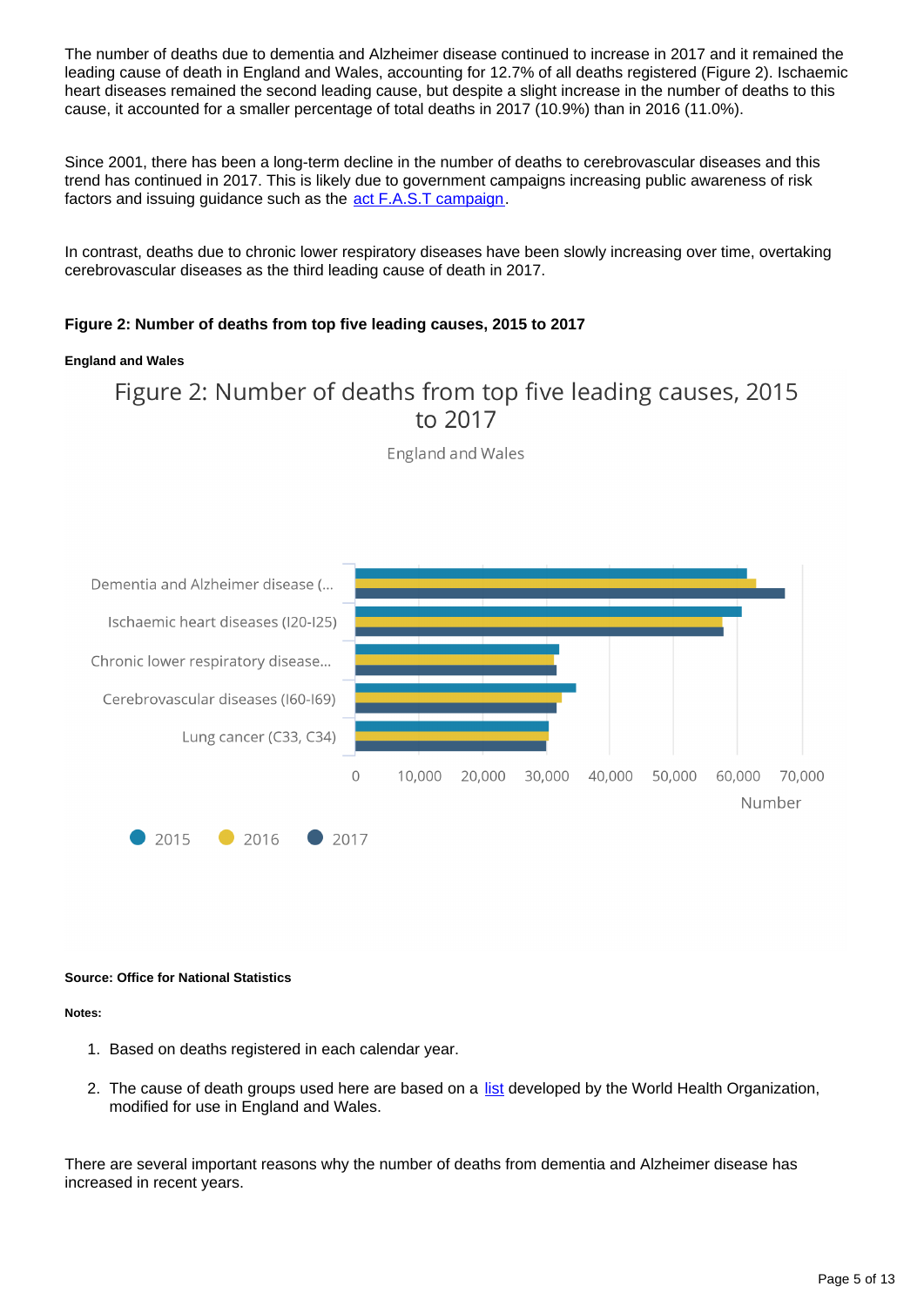The number of deaths due to dementia and Alzheimer disease continued to increase in 2017 and it remained the leading cause of death in England and Wales, accounting for 12.7% of all deaths registered (Figure 2). Ischaemic heart diseases remained the second leading cause, but despite a slight increase in the number of deaths to this cause, it accounted for a smaller percentage of total deaths in 2017 (10.9%) than in 2016 (11.0%).

Since 2001, there has been a long-term decline in the number of deaths to cerebrovascular diseases and this trend has continued in 2017. This is likely due to government campaigns increasing public awareness of risk factors and issuing guidance such as the act F.A.S.T campaign.

In contrast, deaths due to chronic lower respiratory diseases have been slowly increasing over time, overtaking cerebrovascular diseases as the third leading cause of death in 2017.

**Figure 2: Number of deaths from top five leading causes, 2015 to 2017**

**England and Wales**

Figure 2: Number of deaths from top five leading causes, 2015 to 2017

England and Wales

Dementia and Alzheimer disease (...

Ischaemic heart diseases (I20-I25)

Chronic lower respiratory disease...

Cerebrovascular diseases (I60-I69)

Lung cancer (C33, C34)

0 10,000 20,000 30,000 40,000 50,000 60,000 70,000

Number

2015 2016 2017

**Source: Office for National Statistics**

**Notes:**

1. Based on deaths registered in each calendar year.
2. The cause of death groups used here are based on a list developed by the World Health Organization, modified for use in England and Wales.

There are several important reasons why the number of deaths from dementia and Alzheimer disease has increased in recent years.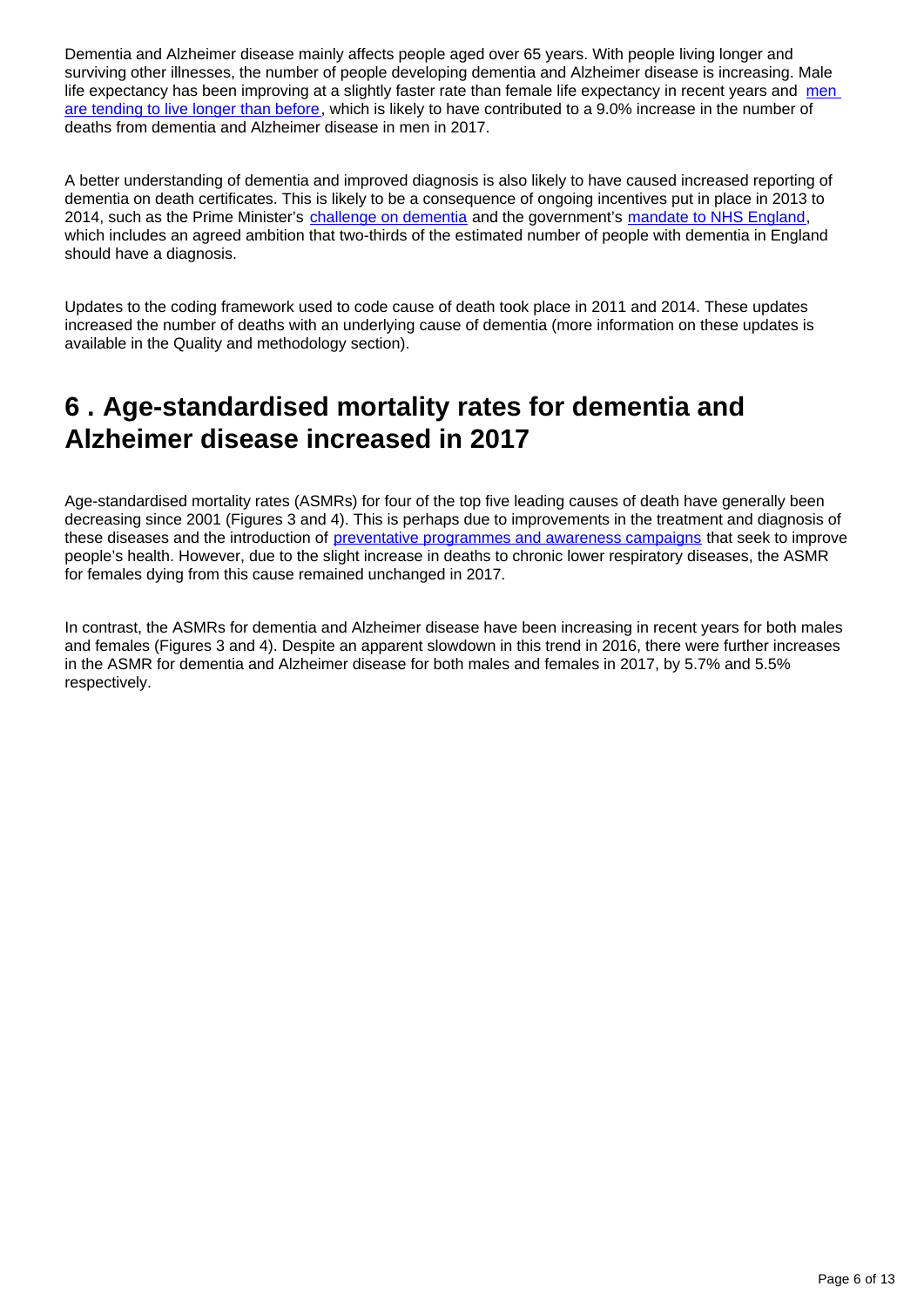Dementia and Alzheimer disease mainly affects people aged over 65 years. With people living longer and surviving other illnesses, the number of people developing dementia and Alzheimer disease is increasing. Male life expectancy has been improving at a slightly faster rate than female life expectancy in recent years and men are tending to live longer than before, which is likely to have contributed to a 9.0% increase in the number of deaths from dementia and Alzheimer disease in men in 2017.

A better understanding of dementia and improved diagnosis is also likely to have caused increased reporting of dementia on death certificates. This is likely to be a consequence of ongoing incentives put in place in 2013 to 2014, such as the Prime Minister's challenge on dementia and the government's mandate to NHS England, which includes an agreed ambition that two-thirds of the estimated number of people with dementia in England should have a diagnosis.

Updates to the coding framework used to code cause of death took place in 2011 and 2014. These updates increased the number of deaths with an underlying cause of dementia (more information on these updates is available in the Quality and methodology section).

## 6 . Age-standardised mortality rates for dementia and Alzheimer disease increased in 2017

Age-standardised mortality rates (ASMRs) for four of the top five leading causes of death have generally been decreasing since 2001 (Figures 3 and 4). This is perhaps due to improvements in the treatment and diagnosis of these diseases and the introduction of preventative programmes and awareness campaigns that seek to improve people's health. However, due to the slight increase in deaths to chronic lower respiratory diseases, the ASMR for females dying from this cause remained unchanged in 2017.

In contrast, the ASMRs for dementia and Alzheimer disease have been increasing in recent years for both males and females (Figures 3 and 4). Despite an apparent slowdown in this trend in 2016, there were further increases in the ASMR for dementia and Alzheimer disease for both males and females in 2017, by 5.7% and 5.5% respectively.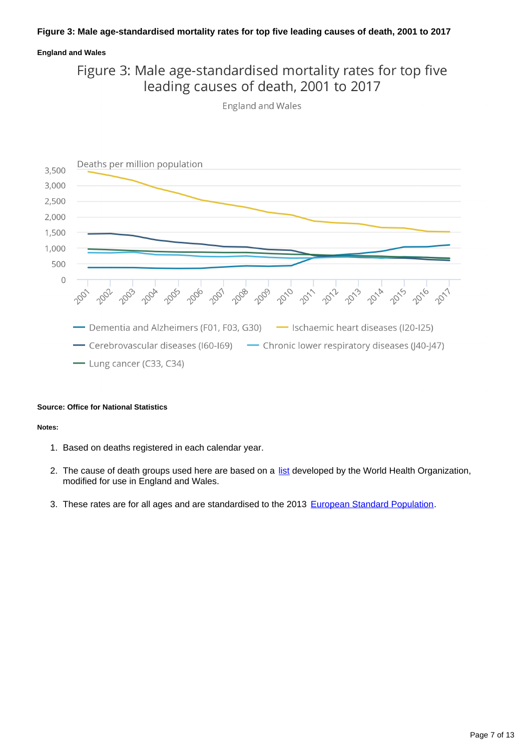**Figure 3: Male age-standardised mortality rates for top five leading causes of death, 2001 to 2017**

**England and Wales**

Figure 3: Male age-standardised mortality rates for top five leading causes of death, 2001 to 2017

England and Wales

**Source: Office for National Statistics**

**Notes:**

1. Based on deaths registered in each calendar year.
2. The cause of death groups used here are based on a list developed by the World Health Organization, modified for use in England and Wales.
3. These rates are for all ages and are standardised to the 2013 European Standard Population.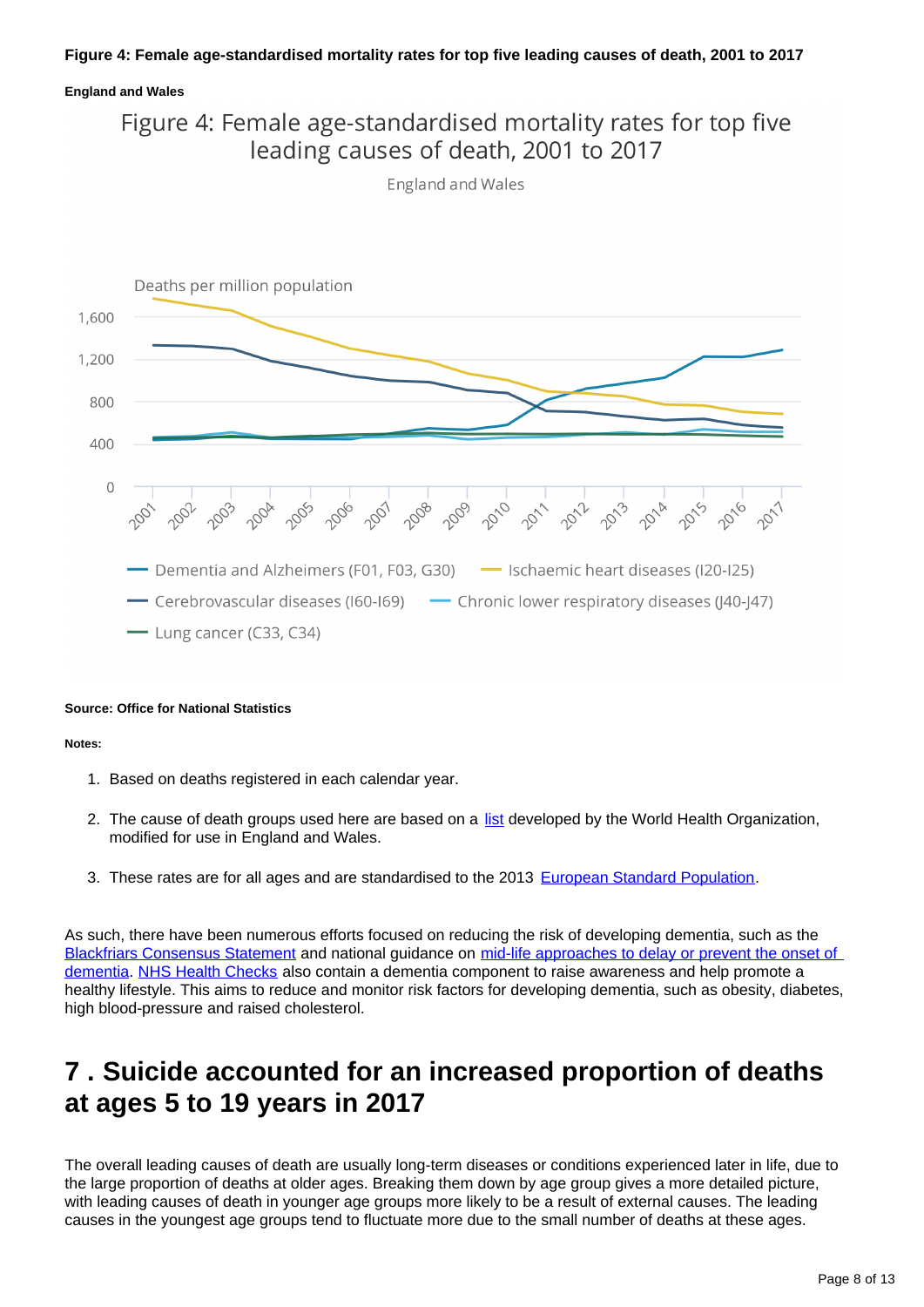**Figure 4: Female age-standardised mortality rates for top five leading causes of death, 2001 to 2017**

**England and Wales**

Figure 4: Female age-standardised mortality rates for top five leading causes of death, 2001 to 2017

England and Wales

Deaths per million population

Dementia and Alzheimers (F01, F03, G30) — Ischaemic heart diseases (I20-I25) — Cerebrovascular diseases (I60-I69) — Chronic lower respiratory diseases (J40-J47) — Lung cancer (C33, C34)

**Source: Office for National Statistics**

**Notes:**

1. Based on deaths registered in each calendar year.
2. The cause of death groups used here are based on a list developed by the World Health Organization, modified for use in England and Wales.
3. These rates are for all ages and are standardised to the 2013 European Standard Population.

As such, there have been numerous efforts focused on reducing the risk of developing dementia, such as the Blackfriars Consensus Statement and national guidance on mid-life approaches to delay or prevent the onset of dementia. NHS Health Checks also contain a dementia component to raise awareness and help promote a healthy lifestyle. This aims to reduce and monitor risk factors for developing dementia, such as obesity, diabetes, high blood-pressure and raised cholesterol.

## 7 . Suicide accounted for an increased proportion of deaths at ages 5 to 19 years in 2017

The overall leading causes of death are usually long-term diseases or conditions experienced later in life, due to the large proportion of deaths at older ages. Breaking them down by age group gives a more detailed picture, with leading causes of death in younger age groups more likely to be a result of external causes. The leading causes in the youngest age groups tend to fluctuate more due to the small number of deaths at these ages.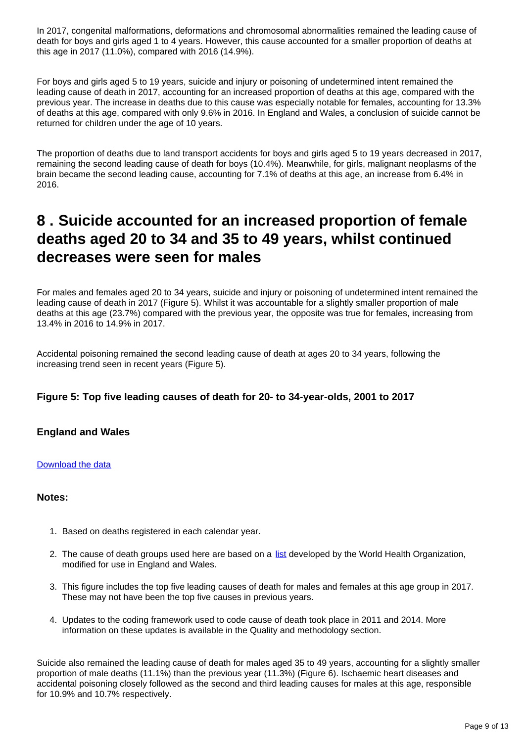In 2017, congenital malformations, deformations and chromosomal abnormalities remained the leading cause of death for boys and girls aged 1 to 4 years. However, this cause accounted for a smaller proportion of deaths at this age in 2017 (11.0%), compared with 2016 (14.9%).

For boys and girls aged 5 to 19 years, suicide and injury or poisoning of undetermined intent remained the leading cause of death in 2017, accounting for an increased proportion of deaths at this age, compared with the previous year. The increase in deaths due to this cause was especially notable for females, accounting for 13.3% of deaths at this age, compared with only 9.6% in 2016. In England and Wales, a conclusion of suicide cannot be returned for children under the age of 10 years.

The proportion of deaths due to land transport accidents for boys and girls aged 5 to 19 years decreased in 2017, remaining the second leading cause of death for boys (10.4%). Meanwhile, for girls, malignant neoplasms of the brain became the second leading cause, accounting for 7.1% of deaths at this age, an increase from 6.4% in 2016.

# 8 . Suicide accounted for an increased proportion of female deaths aged 20 to 34 and 35 to 49 years, whilst continued decreases were seen for males

For males and females aged 20 to 34 years, suicide and injury or poisoning of undetermined intent remained the leading cause of death in 2017 (Figure 5). Whilst it was accountable for a slightly smaller proportion of male deaths at this age (23.7%) compared with the previous year, the opposite was true for females, increasing from 13.4% in 2016 to 14.9% in 2017.

Accidental poisoning remained the second leading cause of death at ages 20 to 34 years, following the increasing trend seen in recent years (Figure 5).

### Figure 5: Top five leading causes of death for 20- to 34-year-olds, 2001 to 2017

### England and Wales

Download the data

### Notes:

1. Based on deaths registered in each calendar year.
2. The cause of death groups used here are based on a list developed by the World Health Organization, modified for use in England and Wales.
3. This figure includes the top five leading causes of death for males and females at this age group in 2017. These may not have been the top five causes in previous years.
4. Updates to the coding framework used to code cause of death took place in 2011 and 2014. More information on these updates is available in the Quality and methodology section.

Suicide also remained the leading cause of death for males aged 35 to 49 years, accounting for a slightly smaller proportion of male deaths (11.1%) than the previous year (11.3%) (Figure 6). Ischaemic heart diseases and accidental poisoning closely followed as the second and third leading causes for males at this age, responsible for 10.9% and 10.7% respectively.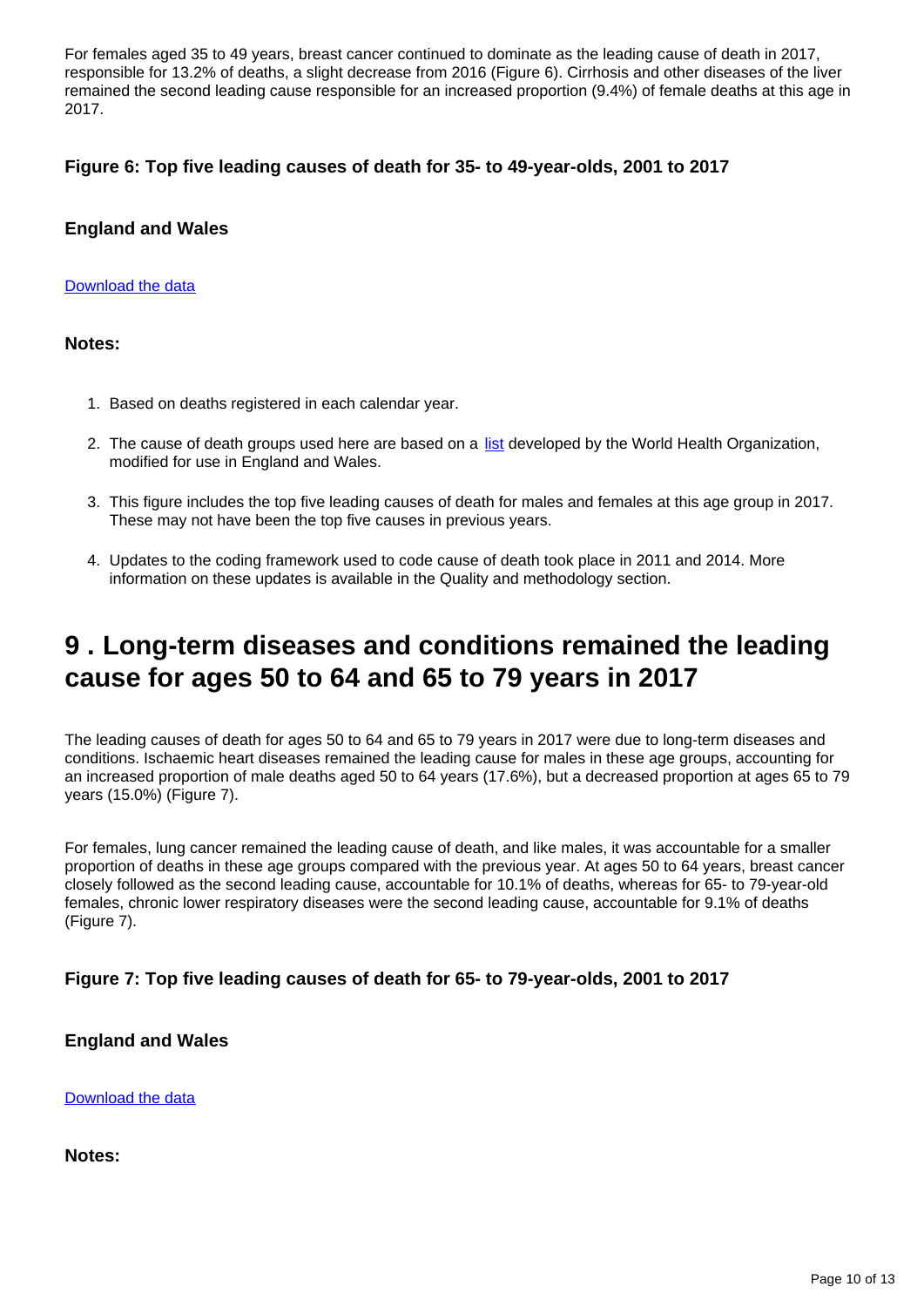For females aged 35 to 49 years, breast cancer continued to dominate as the leading cause of death in 2017, responsible for 13.2% of deaths, a slight decrease from 2016 (Figure 6). Cirrhosis and other diseases of the liver remained the second leading cause responsible for an increased proportion (9.4%) of female deaths at this age in 2017.

### Figure 6: Top five leading causes of death for 35- to 49-year-olds, 2001 to 2017

### England and Wales

[Download the data]

### Notes:

1. Based on deaths registered in each calendar year.
2. The cause of death groups used here are based on a [list] developed by the World Health Organization, modified for use in England and Wales.
3. This figure includes the top five leading causes of death for males and females at this age group in 2017. These may not have been the top five causes in previous years.
4. Updates to the coding framework used to code cause of death took place in 2011 and 2014. More information on these updates is available in the Quality and methodology section.

## 9 . Long-term diseases and conditions remained the leading cause for ages 50 to 64 and 65 to 79 years in 2017

The leading causes of death for ages 50 to 64 and 65 to 79 years in 2017 were due to long-term diseases and conditions. Ischaemic heart diseases remained the leading cause for males in these age groups, accounting for an increased proportion of male deaths aged 50 to 64 years (17.6%), but a decreased proportion at ages 65 to 79 years (15.0%) (Figure 7).

For females, lung cancer remained the leading cause of death, and like males, it was accountable for a smaller proportion of deaths in these age groups compared with the previous year. At ages 50 to 64 years, breast cancer closely followed as the second leading cause, accountable for 10.1% of deaths, whereas for 65- to 79-year-old females, chronic lower respiratory diseases were the second leading cause, accountable for 9.1% of deaths (Figure 7).

### Figure 7: Top five leading causes of death for 65- to 79-year-olds, 2001 to 2017

### England and Wales

[Download the data]

### Notes: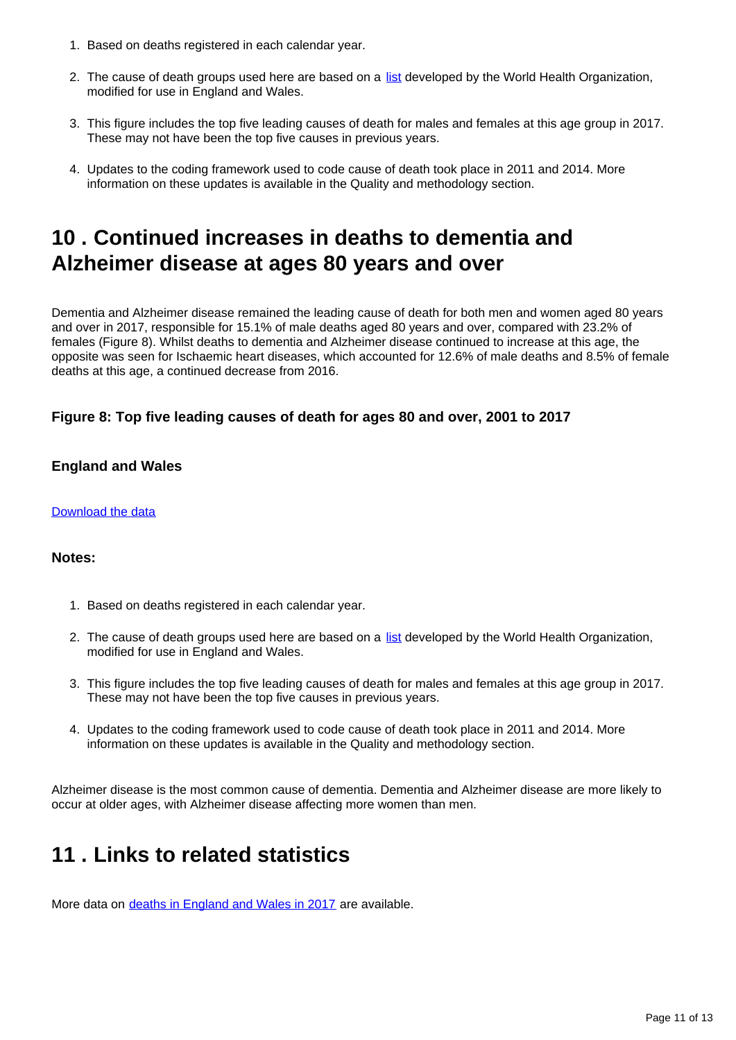1. Based on deaths registered in each calendar year.

2. The cause of death groups used here are based on a list developed by the World Health Organization, modified for use in England and Wales.

3. This figure includes the top five leading causes of death for males and females at this age group in 2017. These may not have been the top five causes in previous years.

4. Updates to the coding framework used to code cause of death took place in 2011 and 2014. More information on these updates is available in the Quality and methodology section.

## 10 . Continued increases in deaths to dementia and Alzheimer disease at ages 80 years and over

Dementia and Alzheimer disease remained the leading cause of death for both men and women aged 80 years and over in 2017, responsible for 15.1% of male deaths aged 80 years and over, compared with 23.2% of females (Figure 8). Whilst deaths to dementia and Alzheimer disease continued to increase at this age, the opposite was seen for Ischaemic heart diseases, which accounted for 12.6% of male deaths and 8.5% of female deaths at this age, a continued decrease from 2016.

### Figure 8: Top five leading causes of death for ages 80 and over, 2001 to 2017

### England and Wales

Download the data

### Notes:

1. Based on deaths registered in each calendar year.

2. The cause of death groups used here are based on a list developed by the World Health Organization, modified for use in England and Wales.

3. This figure includes the top five leading causes of death for males and females at this age group in 2017. These may not have been the top five causes in previous years.

4. Updates to the coding framework used to code cause of death took place in 2011 and 2014. More information on these updates is available in the Quality and methodology section.

Alzheimer disease is the most common cause of dementia. Dementia and Alzheimer disease are more likely to occur at older ages, with Alzheimer disease affecting more women than men.

## 11 . Links to related statistics

More data on deaths in England and Wales in 2017 are available.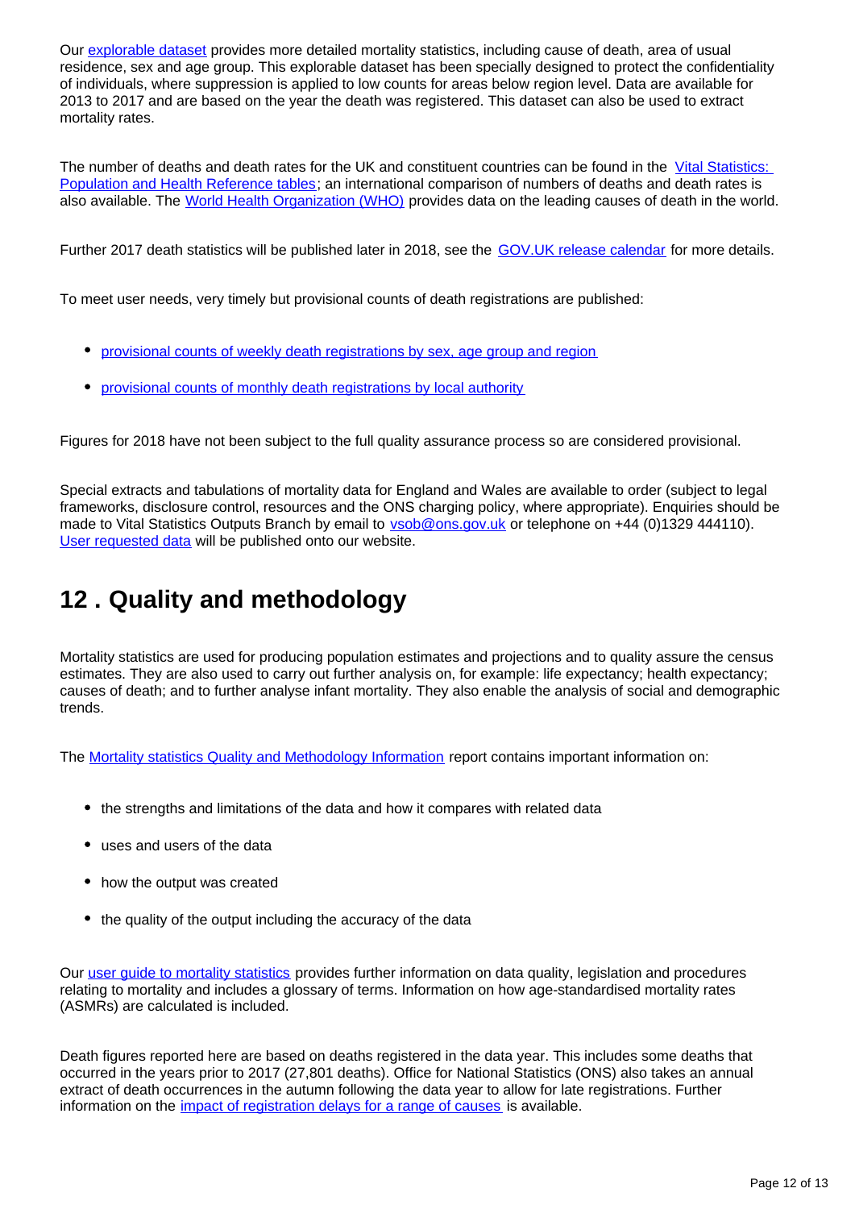Our [explorable dataset] provides more detailed mortality statistics, including cause of death, area of usual residence, sex and age group. This explorable dataset has been specially designed to protect the confidentiality of individuals, where suppression is applied to low counts for areas below region level. Data are available for 2013 to 2017 and are based on the year the death was registered. This dataset can also be used to extract mortality rates.

The number of deaths and death rates for the UK and constituent countries can be found in the Vital Statistics: Population and Health Reference tables; an international comparison of numbers of deaths and death rates is also available. The World Health Organization (WHO) provides data on the leading causes of death in the world.

Further 2017 death statistics will be published later in 2018, see the GOV.UK release calendar for more details.

To meet user needs, very timely but provisional counts of death registrations are published:

- provisional counts of weekly death registrations by sex, age group and region
- provisional counts of monthly death registrations by local authority

Figures for 2018 have not been subject to the full quality assurance process so are considered provisional.

Special extracts and tabulations of mortality data for England and Wales are available to order (subject to legal frameworks, disclosure control, resources and the ONS charging policy, where appropriate). Enquiries should be made to Vital Statistics Outputs Branch by email to vsob@ons.gov.uk or telephone on +44 (0)1329 444110). User requested data will be published onto our website.

## 12 . Quality and methodology

Mortality statistics are used for producing population estimates and projections and to quality assure the census estimates. They are also used to carry out further analysis on, for example: life expectancy; health expectancy; causes of death; and to further analyse infant mortality. They also enable the analysis of social and demographic trends.

The Mortality statistics Quality and Methodology Information report contains important information on:

- the strengths and limitations of the data and how it compares with related data
- uses and users of the data
- how the output was created
- the quality of the output including the accuracy of the data

Our user guide to mortality statistics provides further information on data quality, legislation and procedures relating to mortality and includes a glossary of terms. Information on how age-standardised mortality rates (ASMRs) are calculated is included.

Death figures reported here are based on deaths registered in the data year. This includes some deaths that occurred in the years prior to 2017 (27,801 deaths). Office for National Statistics (ONS) also takes an annual extract of death occurrences in the autumn following the data year to allow for late registrations. Further information on the impact of registration delays for a range of causes is available.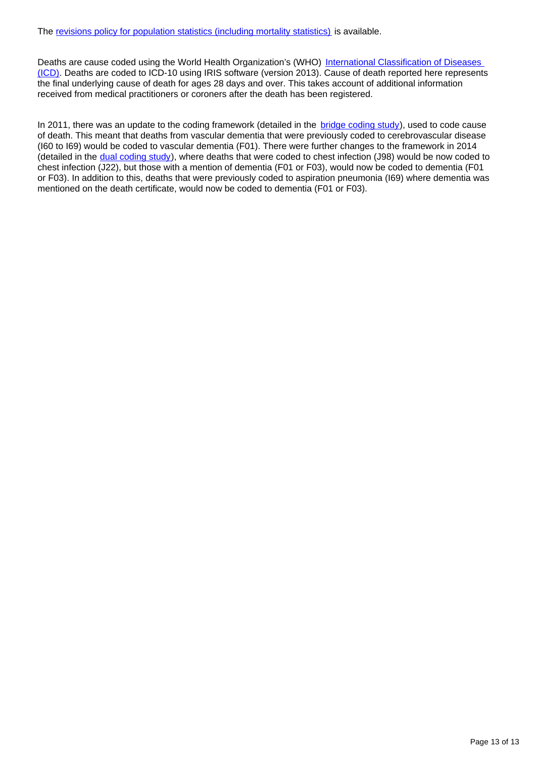The revisions policy for population statistics (including mortality statistics) is available.

Deaths are cause coded using the World Health Organization's (WHO) International Classification of Diseases (ICD). Deaths are coded to ICD-10 using IRIS software (version 2013). Cause of death reported here represents the final underlying cause of death for ages 28 days and over. This takes account of additional information received from medical practitioners or coroners after the death has been registered.

In 2011, there was an update to the coding framework (detailed in the bridge coding study), used to code cause of death. This meant that deaths from vascular dementia that were previously coded to cerebrovascular disease (I60 to I69) would be coded to vascular dementia (F01). There were further changes to the framework in 2014 (detailed in the dual coding study), where deaths that were coded to chest infection (J98) would be now coded to chest infection (J22), but those with a mention of dementia (F01 or F03), would now be coded to dementia (F01 or F03). In addition to this, deaths that were previously coded to aspiration pneumonia (I69) where dementia was mentioned on the death certificate, would now be coded to dementia (F01 or F03).